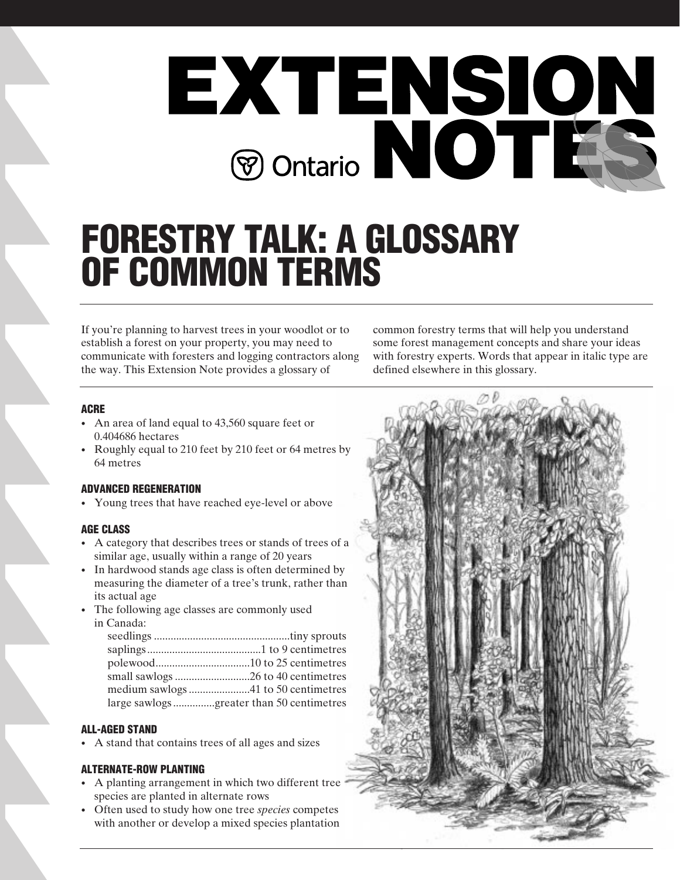# EXTENSION NOTES

Ontario

## FORESTRY TALK: A GLOSSARY OF COMMON TERMS

If you're planning to harvest trees in your woodlot or to establish a forest on your property, you may need to communicate with foresters and logging contractors along the way. This Extension Note provides a glossary of common forestry terms that will help you understand some forest management concepts and share your ideas with forestry experts. Words that appear in italic type are defined elsewhere in this glossary.

### ACRE

- An area of land equal to 43,560 square feet or 0.404686 hectares
- Roughly equal to 210 feet by 210 feet or 64 metres by 64 metres

### ADVANCED REGENERATION

- Young trees that have reached eye-level or above

### AGE CLASS

- A category that describes trees or stands of trees of a similar age, usually within a range of 20 years
- In hardwood stands age class is often determined by measuring the diameter of a tree's trunk, rather than its actual age
- The following age classes are commonly used in Canada:

| | |
|---|---|
| seedlings | tiny sprouts |
| saplings | 1 to 9 centimetres |
| polewood | 10 to 25 centimetres |
| small sawlogs | 26 to 40 centimetres |
| medium sawlogs | 41 to 50 centimetres |
| large sawlogs | greater than 50 centimetres |

### ALL-AGED STAND

- A stand that contains trees of all ages and sizes

### ALTERNATE-ROW PLANTING

- A planting arrangement in which two different tree species are planted in alternate rows
- Often used to study how one tree *species* competes with another or develop a mixed species plantation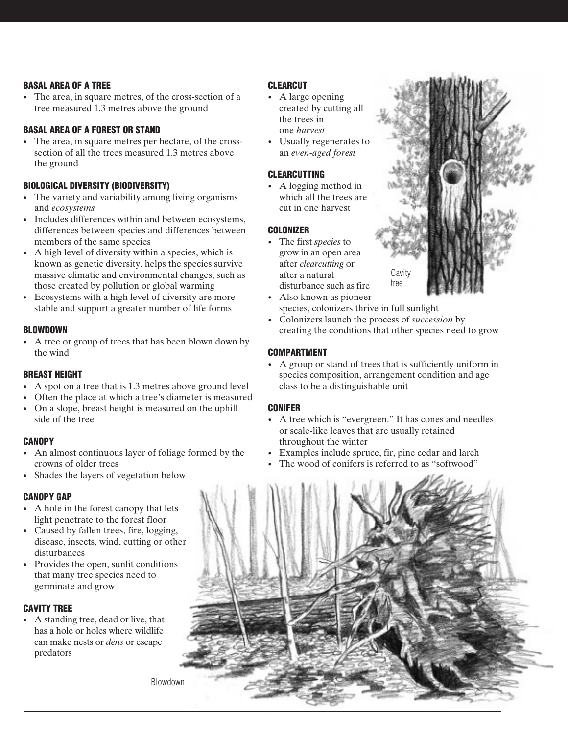### BASAL AREA OF A TREE

- The area, in square metres, of the cross-section of a tree measured 1.3 metres above the ground

### BASAL AREA OF A FOREST OR STAND

- The area, in square metres per hectare, of the cross-section of all the trees measured 1.3 metres above the ground

### BIOLOGICAL DIVERSITY (BIODIVERSITY)

- The variety and variability among living organisms and *ecosystems*
- Includes differences within and between ecosystems, differences between species and differences between members of the same species
- A high level of diversity within a species, which is known as genetic diversity, helps the species survive massive climatic and environmental changes, such as those created by pollution or global warming
- Ecosystems with a high level of diversity are more stable and support a greater number of life forms

### BLOWDOWN

- A tree or group of trees that has been blown down by the wind

### BREAST HEIGHT

- A spot on a tree that is 1.3 metres above ground level
- Often the place at which a tree's diameter is measured
- On a slope, breast height is measured on the uphill side of the tree

### CANOPY

- An almost continuous layer of foliage formed by the crowns of older trees
- Shades the layers of vegetation below

### CANOPY GAP

- A hole in the forest canopy that lets light penetrate to the forest floor
- Caused by fallen trees, fire, logging, disease, insects, wind, cutting or other disturbances
- Provides the open, sunlit conditions that many tree species need to germinate and grow

### CAVITY TREE

- A standing tree, dead or live, that has a hole or holes where wildlife can make nests or *dens* or escape predators

Blowdown

### CLEARCUT

- A large opening created by cutting all the trees in one *harvest*
- Usually regenerates to an *even-aged forest*

### CLEARCUTTING

- A logging method in which all the trees are cut in one harvest

### COLONIZER

- The first *species* to grow in an open area after *clearcutting* or after a natural disturbance such as fire
- Also known as pioneer species, colonizers thrive in full sunlight
- Colonizers launch the process of *succession* by creating the conditions that other species need to grow

Cavity tree

### COMPARTMENT

- A group or stand of trees that is sufficiently uniform in species composition, arrangement condition and age class to be a distinguishable unit

### CONIFER

- A tree which is "evergreen." It has cones and needles or scale-like leaves that are usually retained throughout the winter
- Examples include spruce, fir, pine cedar and larch
- The wood of conifers is referred to as "softwood"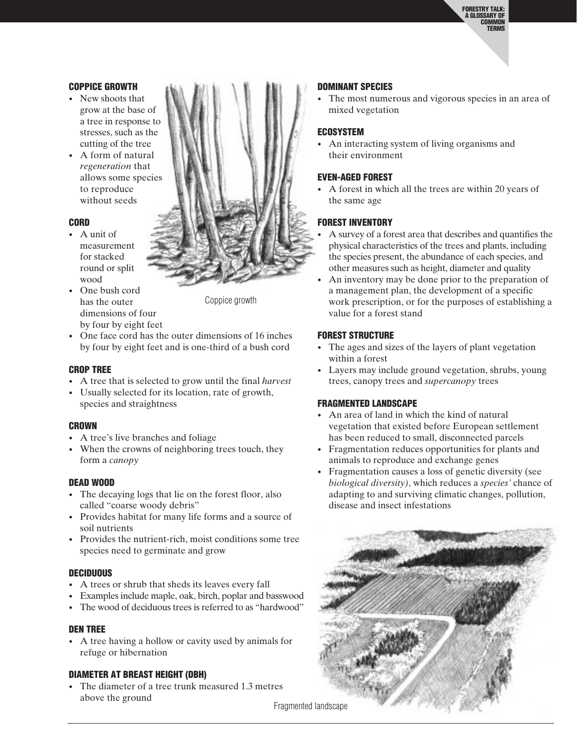### COPPICE GROWTH

- New shoots that grow at the base of a tree in response to stresses, such as the cutting of the tree
- A form of natural *regeneration* that allows some species to reproduce without seeds

Coppice growth

### CORD

- A unit of measurement for stacked round or split wood
- One bush cord has the outer dimensions of four by four by eight feet
- One face cord has the outer dimensions of 16 inches by four by eight feet and is one-third of a bush cord

### CROP TREE

- A tree that is selected to grow until the final *harvest*
- Usually selected for its location, rate of growth, species and straightness

### CROWN

- A tree's live branches and foliage
- When the crowns of neighboring trees touch, they form a *canopy*

### DEAD WOOD

- The decaying logs that lie on the forest floor, also called "coarse woody debris"
- Provides habitat for many life forms and a source of soil nutrients
- Provides the nutrient-rich, moist conditions some tree species need to germinate and grow

### DECIDUOUS

- A trees or shrub that sheds its leaves every fall
- Examples include maple, oak, birch, poplar and basswood
- The wood of deciduous trees is referred to as "hardwood"

### DEN TREE

- A tree having a hollow or cavity used by animals for refuge or hibernation

### DIAMETER AT BREAST HEIGHT (DBH)

- The diameter of a tree trunk measured 1.3 metres above the ground

### DOMINANT SPECIES

- The most numerous and vigorous species in an area of mixed vegetation

### ECOSYSTEM

- An interacting system of living organisms and their environment

### EVEN-AGED FOREST

- A forest in which all the trees are within 20 years of the same age

### FOREST INVENTORY

- A survey of a forest area that describes and quantifies the physical characteristics of the trees and plants, including the species present, the abundance of each species, and other measures such as height, diameter and quality
- An inventory may be done prior to the preparation of a management plan, the development of a specific work prescription, or for the purposes of establishing a value for a forest stand

### FOREST STRUCTURE

- The ages and sizes of the layers of plant vegetation within a forest
- Layers may include ground vegetation, shrubs, young trees, canopy trees and *supercanopy* trees

### FRAGMENTED LANDSCAPE

- An area of land in which the kind of natural vegetation that existed before European settlement has been reduced to small, disconnected parcels
- Fragmentation reduces opportunities for plants and animals to reproduce and exchange genes
- Fragmentation causes a loss of genetic diversity (see *biological diversity)*, which reduces a *species'* chance of adapting to and surviving climatic changes, pollution, disease and insect infestations

Fragmented landscape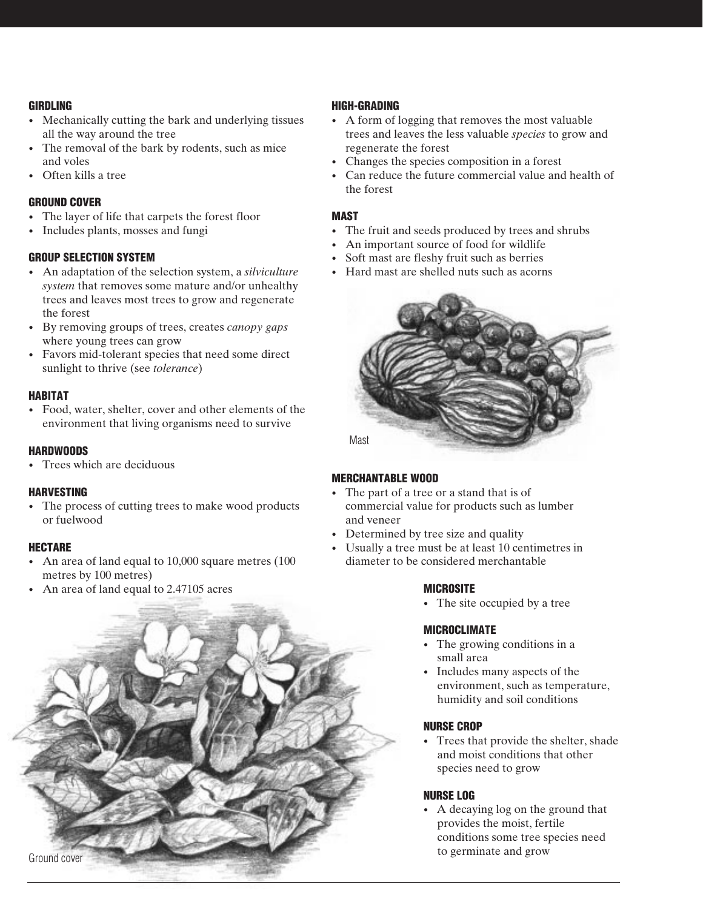### GIRDLING

- Mechanically cutting the bark and underlying tissues all the way around the tree
- The removal of the bark by rodents, such as mice and voles
- Often kills a tree

### GROUND COVER

- The layer of life that carpets the forest floor
- Includes plants, mosses and fungi

### GROUP SELECTION SYSTEM

- An adaptation of the selection system, a *silviculture system* that removes some mature and/or unhealthy trees and leaves most trees to grow and regenerate the forest
- By removing groups of trees, creates *canopy gaps* where young trees can grow
- Favors mid-tolerant species that need some direct sunlight to thrive (see *tolerance*)

### HABITAT

- Food, water, shelter, cover and other elements of the environment that living organisms need to survive

### HARDWOODS

- Trees which are deciduous

### HARVESTING

- The process of cutting trees to make wood products or fuelwood

### HECTARE

- An area of land equal to 10,000 square metres (100 metres by 100 metres)
- An area of land equal to 2.47105 acres

Ground cover

### HIGH-GRADING

- A form of logging that removes the most valuable trees and leaves the less valuable *species* to grow and regenerate the forest
- Changes the species composition in a forest
- Can reduce the future commercial value and health of the forest

### MAST

- The fruit and seeds produced by trees and shrubs
- An important source of food for wildlife
- Soft mast are fleshy fruit such as berries
- Hard mast are shelled nuts such as acorns

Mast

### MERCHANTABLE WOOD

- The part of a tree or a stand that is of commercial value for products such as lumber and veneer
- Determined by tree size and quality
- Usually a tree must be at least 10 centimetres in diameter to be considered merchantable

### MICROSITE

- The site occupied by a tree

### MICROCLIMATE

- The growing conditions in a small area
- Includes many aspects of the environment, such as temperature, humidity and soil conditions

### NURSE CROP

- Trees that provide the shelter, shade and moist conditions that other species need to grow

### NURSE LOG

- A decaying log on the ground that provides the moist, fertile conditions some tree species need to germinate and grow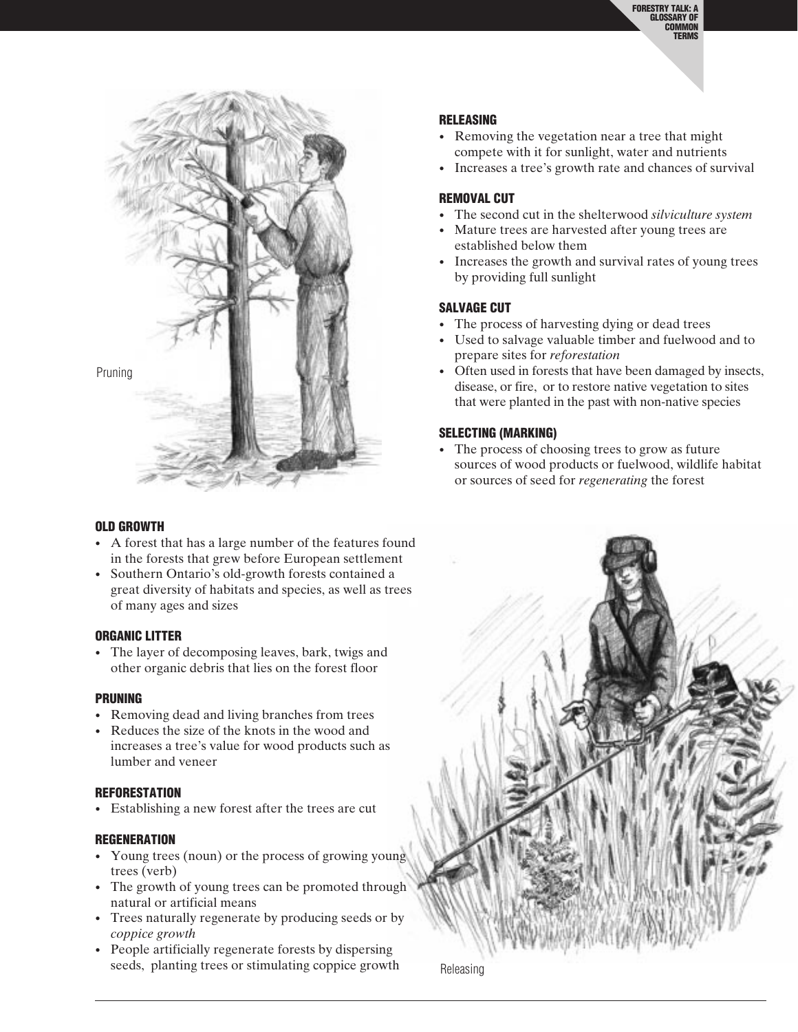Pruning

## OLD GROWTH

- A forest that has a large number of the features found in the forests that grew before European settlement
- Southern Ontario's old-growth forests contained a great diversity of habitats and species, as well as trees of many ages and sizes

## ORGANIC LITTER

- The layer of decomposing leaves, bark, twigs and other organic debris that lies on the forest floor

## PRUNING

- Removing dead and living branches from trees
- Reduces the size of the knots in the wood and increases a tree's value for wood products such as lumber and veneer

## REFORESTATION

- Establishing a new forest after the trees are cut

## REGENERATION

- Young trees (noun) or the process of growing young trees (verb)
- The growth of young trees can be promoted through natural or artificial means
- Trees naturally regenerate by producing seeds or by *coppice growth*
- People artificially regenerate forests by dispersing seeds, planting trees or stimulating coppice growth

## RELEASING

- Removing the vegetation near a tree that might compete with it for sunlight, water and nutrients
- Increases a tree's growth rate and chances of survival

## REMOVAL CUT

- The second cut in the shelterwood *silviculture system*
- Mature trees are harvested after young trees are established below them
- Increases the growth and survival rates of young trees by providing full sunlight

## SALVAGE CUT

- The process of harvesting dying or dead trees
- Used to salvage valuable timber and fuelwood and to prepare sites for *reforestation*
- Often used in forests that have been damaged by insects, disease, or fire, or to restore native vegetation to sites that were planted in the past with non-native species

## SELECTING (MARKING)

- The process of choosing trees to grow as future sources of wood products or fuelwood, wildlife habitat or sources of seed for *regenerating* the forest

Releasing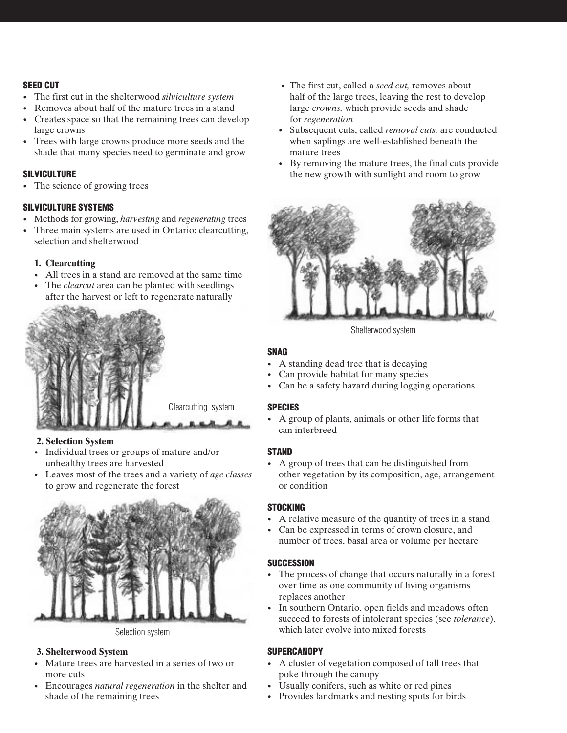### SEED CUT

- The first cut in the shelterwood *silviculture system*
- Removes about half of the mature trees in a stand
- Creates space so that the remaining trees can develop large crowns
- Trees with large crowns produce more seeds and the shade that many species need to germinate and grow

### SILVICULTURE

- The science of growing trees

### SILVICULTURE SYSTEMS

- Methods for growing, *harvesting* and *regenerating* trees
- Three main systems are used in Ontario: clearcutting, selection and shelterwood

1. **Clearcutting**
   - All trees in a stand are removed at the same time
   - The *clearcut* area can be planted with seedlings after the harvest or left to regenerate naturally

Clearcutting system

2. **Selection System**
   - Individual trees or groups of mature and/or unhealthy trees are harvested
   - Leaves most of the trees and a variety of *age classes* to grow and regenerate the forest

Selection system

3. **Shelterwood System**
   - Mature trees are harvested in a series of two or more cuts
   - Encourages *natural regeneration* in the shelter and shade of the remaining trees
   - The first cut, called a *seed cut,* removes about half of the large trees, leaving the rest to develop large *crowns,* which provide seeds and shade for *regeneration*
   - Subsequent cuts, called *removal cuts,* are conducted when saplings are well-established beneath the mature trees
   - By removing the mature trees, the final cuts provide the new growth with sunlight and room to grow

Shelterwood system

### SNAG

- A standing dead tree that is decaying
- Can provide habitat for many species
- Can be a safety hazard during logging operations

### SPECIES

- A group of plants, animals or other life forms that can interbreed

### STAND

- A group of trees that can be distinguished from other vegetation by its composition, age, arrangement or condition

### STOCKING

- A relative measure of the quantity of trees in a stand
- Can be expressed in terms of crown closure, and number of trees, basal area or volume per hectare

### SUCCESSION

- The process of change that occurs naturally in a forest over time as one community of living organisms replaces another
- In southern Ontario, open fields and meadows often succeed to forests of intolerant species (see *tolerance*), which later evolve into mixed forests

### SUPERCANOPY

- A cluster of vegetation composed of tall trees that poke through the canopy
- Usually conifers, such as white or red pines
- Provides landmarks and nesting spots for birds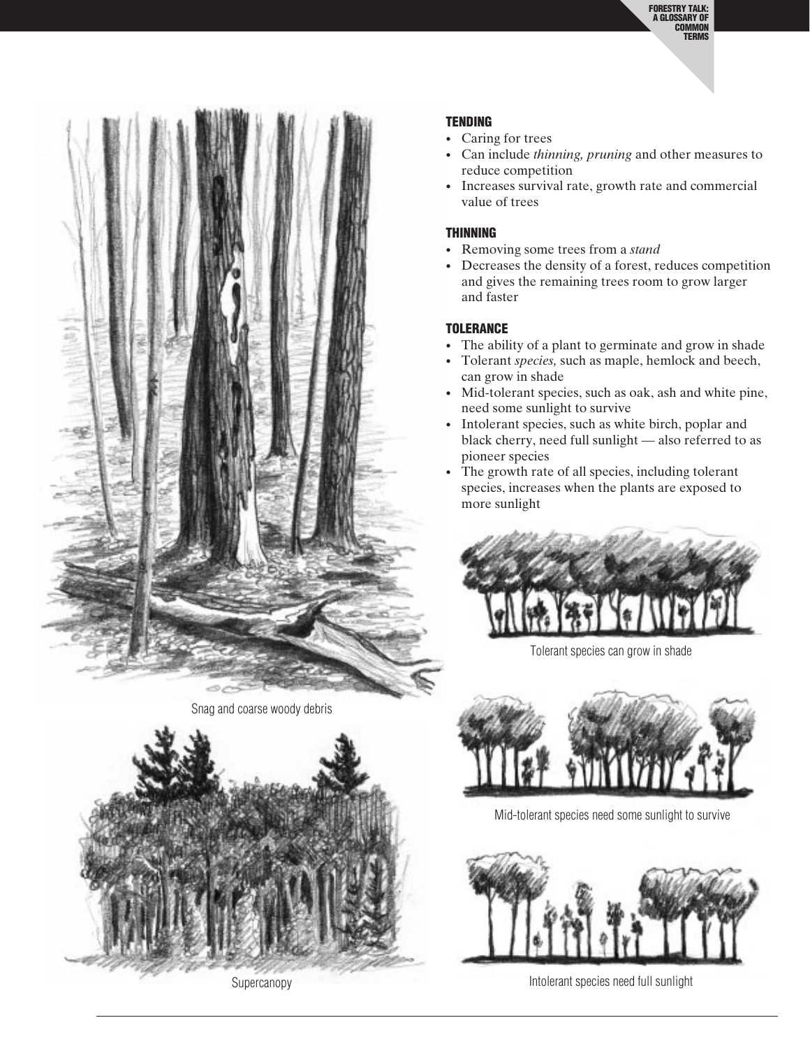### TENDING

- Caring for trees
- Can include *thinning, pruning* and other measures to reduce competition
- Increases survival rate, growth rate and commercial value of trees

### THINNING

- Removing some trees from a *stand*
- Decreases the density of a forest, reduces competition and gives the remaining trees room to grow larger and faster

### TOLERANCE

- The ability of a plant to germinate and grow in shade
- Tolerant *species,* such as maple, hemlock and beech, can grow in shade
- Mid-tolerant species, such as oak, ash and white pine, need some sunlight to survive
- Intolerant species, such as white birch, poplar and black cherry, need full sunlight — also referred to as pioneer species
- The growth rate of all species, including tolerant species, increases when the plants are exposed to more sunlight

Snag and coarse woody debris

Tolerant species can grow in shade

Mid-tolerant species need some sunlight to survive

Supercanopy

Intolerant species need full sunlight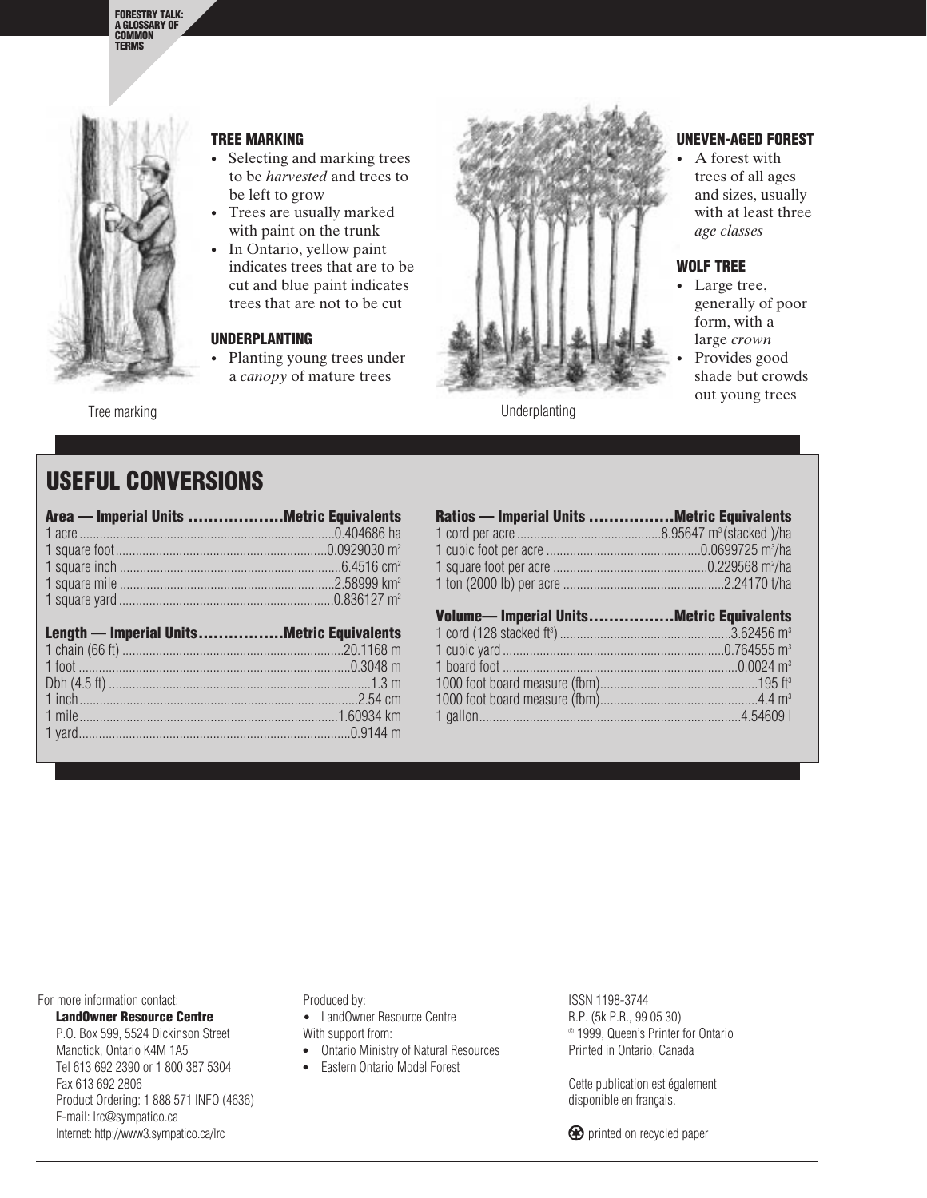### TREE MARKING

- Selecting and marking trees to be *harvested* and trees to be left to grow
- Trees are usually marked with paint on the trunk
- In Ontario, yellow paint indicates trees that are to be cut and blue paint indicates trees that are not to be cut

Tree marking

### UNDERPLANTING

- Planting young trees under a *canopy* of mature trees

Underplanting

### UNEVEN-AGED FOREST

- A forest with trees of all ages and sizes, usually with at least three *age classes*

### WOLF TREE

- Large tree, generally of poor form, with a large *crown*
- Provides good shade but crowds out young trees

## USEFUL CONVERSIONS

| Area — Imperial Units | Metric Equivalents |
|---|---|
| 1 acre | 0.404686 ha |
| 1 square foot | 0.0929030 m$^2$ |
| 1 square inch | 6.4516 cm$^2$ |
| 1 square mile | 2.58999 km$^2$ |
| 1 square yard | 0.836127 m$^2$ |

| Length — Imperial Units | Metric Equivalents |
|---|---|
| 1 chain (66 ft) | 20.1168 m |
| 1 foot | 0.3048 m |
| Dbh (4.5 ft) | 1.3 m |
| 1 inch | 2.54 cm |
| 1 mile | 1.60934 km |
| 1 yard | 0.9144 m |

| Ratios — Imperial Units | Metric Equivalents |
|---|---|
| 1 cord per acre | 8.95647 m$^3$(stacked )/ha |
| 1 cubic foot per acre | 0.0699725 m$^3$/ha |
| 1 square foot per acre | 0.229568 m$^2$/ha |
| 1 ton (2000 lb) per acre | 2.24170 t/ha |

| Volume— Imperial Units | Metric Equivalents |
|---|---|
| 1 cord (128 stacked ft$^3$) | 3.62456 m$^3$ |
| 1 cubic yard | 0.764555 m$^3$ |
| 1 board foot | 0.0024 m$^3$ |
| 1000 foot board measure (fbm) | 195 ft$^3$ |
| 1000 foot board measure (fbm) | 4.4 m$^3$ |
| 1 gallon | 4.54609 l |

For more information contact:
**LandOwner Resource Centre**
P.O. Box 599, 5524 Dickinson Street
Manotick, Ontario K4M 1A5
Tel 613 692 2390 or 1 800 387 5304
Fax 613 692 2806
Product Ordering: 1 888 571 INFO (4636)
E-mail: lrc@sympatico.ca
Internet: http://www3.sympatico.ca/lrc

Produced by:
- LandOwner Resource Centre

With support from:
- Ontario Ministry of Natural Resources
- Eastern Ontario Model Forest

ISSN 1198-3744
R.P. (5k P.R., 99 05 30)
© 1999, Queen's Printer for Ontario
Printed in Ontario, Canada

Cette publication est également disponible en français.

printed on recycled paper